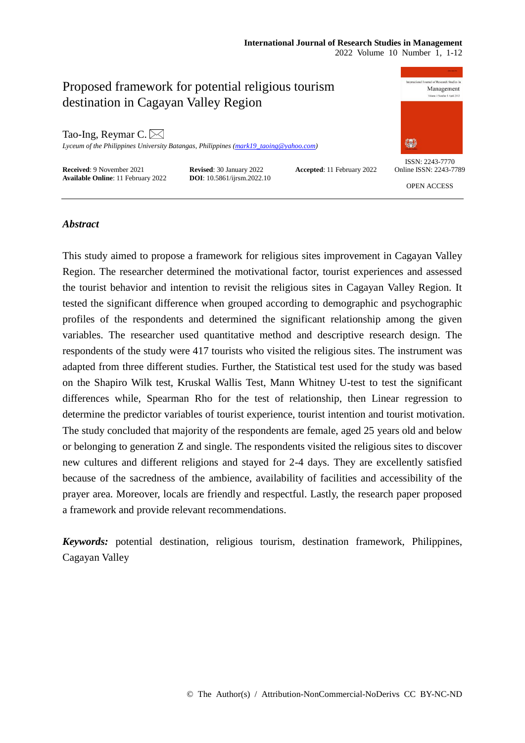# Proposed framework for potential religious tourism destination in Cagayan Valley Region

Tao-Ing, Reymar C.

*Lyceum of the Philippines University Batangas, Philippines (mark19_taoing@yahoo.com)*

**Received**: 9 November 2021 **Revised**: 30 January 2022 **Accepted**: 11 February 2022
**Available Online**: 11 February 2022 **DOI**: 10.5861/ijrsm.2022.10

ISSN: 2243-7770
Online ISSN: 2243-7789

OPEN ACCESS

## *Abstract*

This study aimed to propose a framework for religious sites improvement in Cagayan Valley Region. The researcher determined the motivational factor, tourist experiences and assessed the tourist behavior and intention to revisit the religious sites in Cagayan Valley Region. It tested the significant difference when grouped according to demographic and psychographic profiles of the respondents and determined the significant relationship among the given variables. The researcher used quantitative method and descriptive research design. The respondents of the study were 417 tourists who visited the religious sites. The instrument was adapted from three different studies. Further, the Statistical test used for the study was based on the Shapiro Wilk test, Kruskal Wallis Test, Mann Whitney U-test to test the significant differences while, Spearman Rho for the test of relationship, then Linear regression to determine the predictor variables of tourist experience, tourist intention and tourist motivation. The study concluded that majority of the respondents are female, aged 25 years old and below or belonging to generation Z and single. The respondents visited the religious sites to discover new cultures and different religions and stayed for 2-4 days. They are excellently satisfied because of the sacredness of the ambience, availability of facilities and accessibility of the prayer area. Moreover, locals are friendly and respectful. Lastly, the research paper proposed a framework and provide relevant recommendations.

***Keywords:*** potential destination, religious tourism, destination framework, Philippines, Cagayan Valley

© The Author(s) / Attribution-NonCommercial-NoDerivs CC BY-NC-ND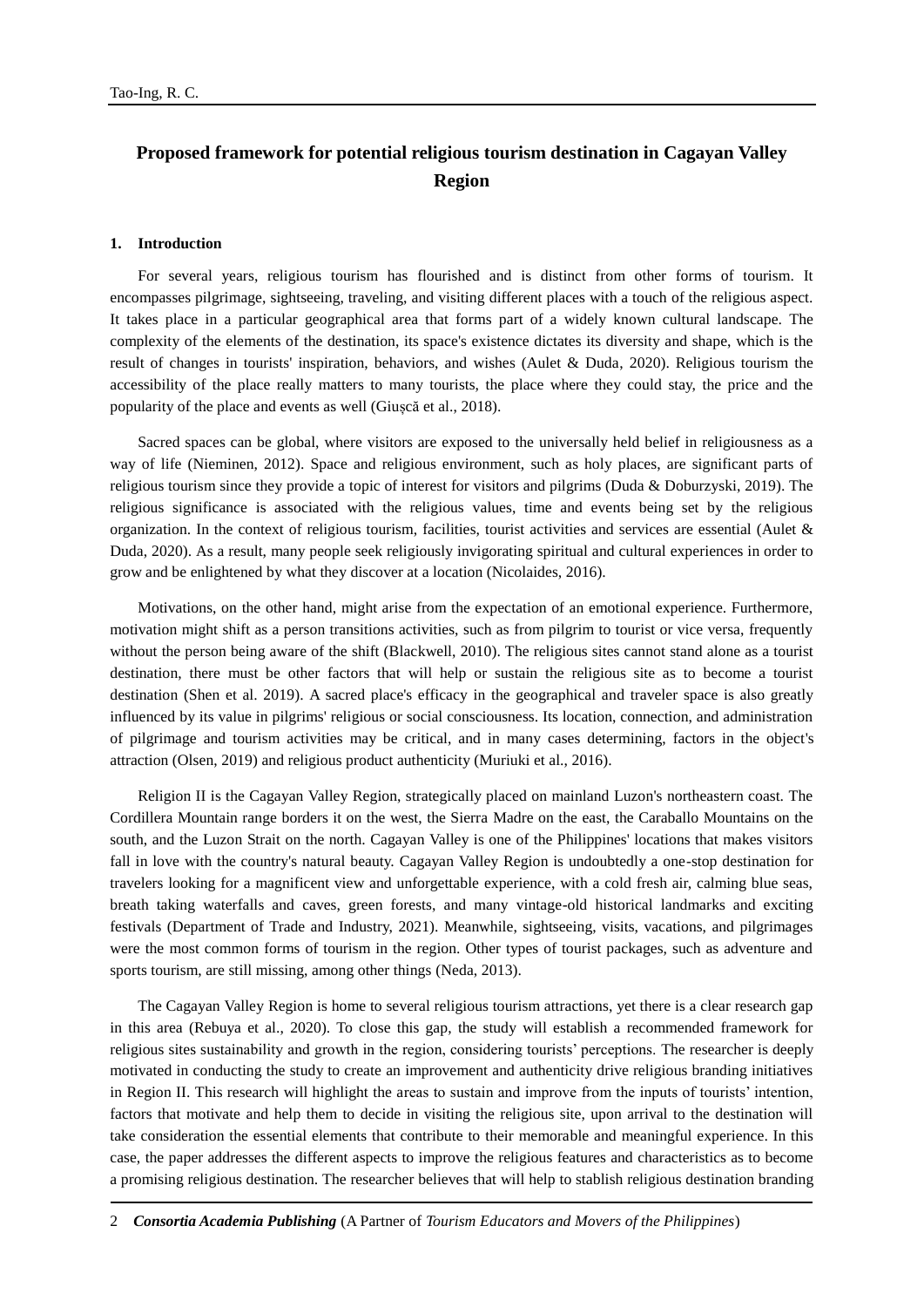# Proposed framework for potential religious tourism destination in Cagayan Valley Region

## 1. Introduction

For several years, religious tourism has flourished and is distinct from other forms of tourism. It encompasses pilgrimage, sightseeing, traveling, and visiting different places with a touch of the religious aspect. It takes place in a particular geographical area that forms part of a widely known cultural landscape. The complexity of the elements of the destination, its space's existence dictates its diversity and shape, which is the result of changes in tourists' inspiration, behaviors, and wishes (Aulet & Duda, 2020). Religious tourism the accessibility of the place really matters to many tourists, the place where they could stay, the price and the popularity of the place and events as well (Giușcă et al., 2018).

Sacred spaces can be global, where visitors are exposed to the universally held belief in religiousness as a way of life (Nieminen, 2012). Space and religious environment, such as holy places, are significant parts of religious tourism since they provide a topic of interest for visitors and pilgrims (Duda & Doburzyski, 2019). The religious significance is associated with the religious values, time and events being set by the religious organization. In the context of religious tourism, facilities, tourist activities and services are essential (Aulet & Duda, 2020). As a result, many people seek religiously invigorating spiritual and cultural experiences in order to grow and be enlightened by what they discover at a location (Nicolaides, 2016).

Motivations, on the other hand, might arise from the expectation of an emotional experience. Furthermore, motivation might shift as a person transitions activities, such as from pilgrim to tourist or vice versa, frequently without the person being aware of the shift (Blackwell, 2010). The religious sites cannot stand alone as a tourist destination, there must be other factors that will help or sustain the religious site as to become a tourist destination (Shen et al. 2019). A sacred place's efficacy in the geographical and traveler space is also greatly influenced by its value in pilgrims' religious or social consciousness. Its location, connection, and administration of pilgrimage and tourism activities may be critical, and in many cases determining, factors in the object's attraction (Olsen, 2019) and religious product authenticity (Muriuki et al., 2016).

Religion II is the Cagayan Valley Region, strategically placed on mainland Luzon's northeastern coast. The Cordillera Mountain range borders it on the west, the Sierra Madre on the east, the Caraballo Mountains on the south, and the Luzon Strait on the north. Cagayan Valley is one of the Philippines' locations that makes visitors fall in love with the country's natural beauty. Cagayan Valley Region is undoubtedly a one-stop destination for travelers looking for a magnificent view and unforgettable experience, with a cold fresh air, calming blue seas, breath taking waterfalls and caves, green forests, and many vintage-old historical landmarks and exciting festivals (Department of Trade and Industry, 2021). Meanwhile, sightseeing, visits, vacations, and pilgrimages were the most common forms of tourism in the region. Other types of tourist packages, such as adventure and sports tourism, are still missing, among other things (Neda, 2013).

The Cagayan Valley Region is home to several religious tourism attractions, yet there is a clear research gap in this area (Rebuya et al., 2020). To close this gap, the study will establish a recommended framework for religious sites sustainability and growth in the region, considering tourists' perceptions. The researcher is deeply motivated in conducting the study to create an improvement and authenticity drive religious branding initiatives in Region II. This research will highlight the areas to sustain and improve from the inputs of tourists' intention, factors that motivate and help them to decide in visiting the religious site, upon arrival to the destination will take consideration the essential elements that contribute to their memorable and meaningful experience. In this case, the paper addresses the different aspects to improve the religious features and characteristics as to become a promising religious destination. The researcher believes that will help to stablish religious destination branding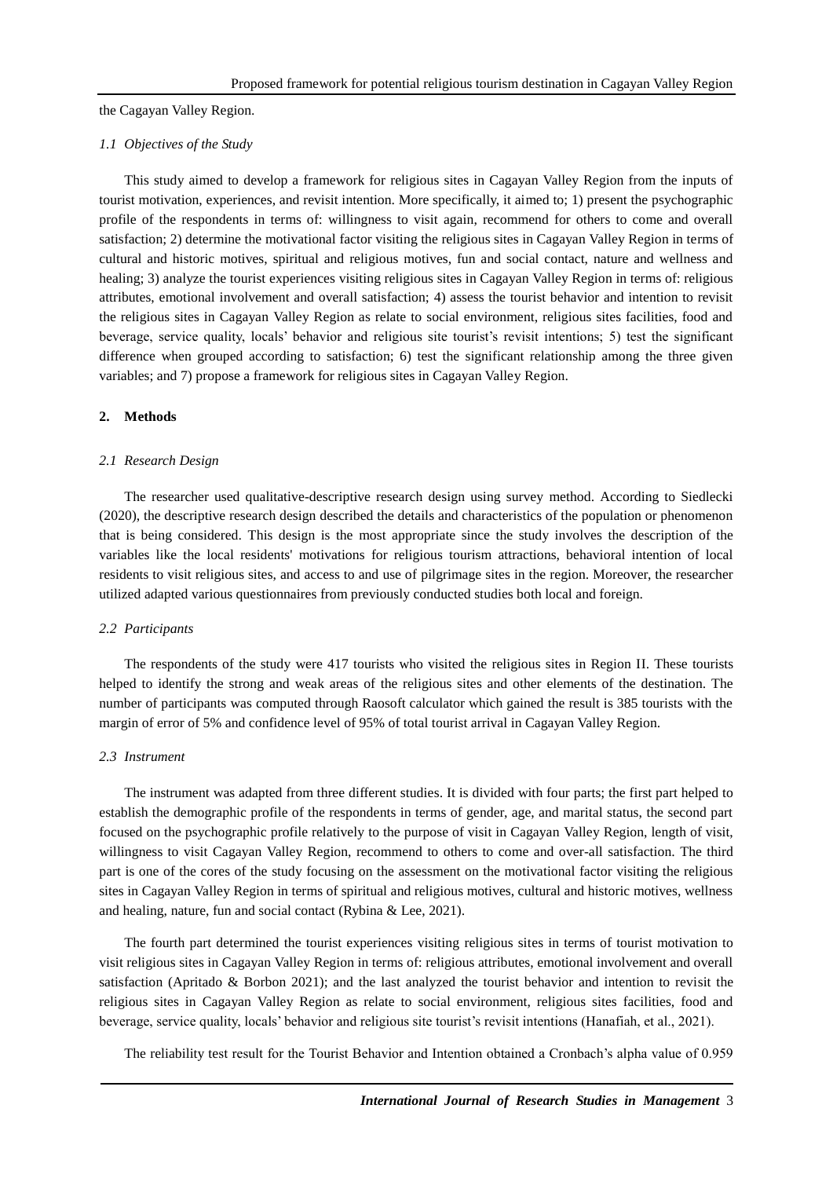the Cagayan Valley Region.

### *1.1 Objectives of the Study*

This study aimed to develop a framework for religious sites in Cagayan Valley Region from the inputs of tourist motivation, experiences, and revisit intention. More specifically, it aimed to; 1) present the psychographic profile of the respondents in terms of: willingness to visit again, recommend for others to come and overall satisfaction; 2) determine the motivational factor visiting the religious sites in Cagayan Valley Region in terms of cultural and historic motives, spiritual and religious motives, fun and social contact, nature and wellness and healing; 3) analyze the tourist experiences visiting religious sites in Cagayan Valley Region in terms of: religious attributes, emotional involvement and overall satisfaction; 4) assess the tourist behavior and intention to revisit the religious sites in Cagayan Valley Region as relate to social environment, religious sites facilities, food and beverage, service quality, locals' behavior and religious site tourist's revisit intentions; 5) test the significant difference when grouped according to satisfaction; 6) test the significant relationship among the three given variables; and 7) propose a framework for religious sites in Cagayan Valley Region.

## 2. Methods

### *2.1 Research Design*

The researcher used qualitative-descriptive research design using survey method. According to Siedlecki (2020), the descriptive research design described the details and characteristics of the population or phenomenon that is being considered. This design is the most appropriate since the study involves the description of the variables like the local residents' motivations for religious tourism attractions, behavioral intention of local residents to visit religious sites, and access to and use of pilgrimage sites in the region. Moreover, the researcher utilized adapted various questionnaires from previously conducted studies both local and foreign.

### *2.2 Participants*

The respondents of the study were 417 tourists who visited the religious sites in Region II. These tourists helped to identify the strong and weak areas of the religious sites and other elements of the destination. The number of participants was computed through Raosoft calculator which gained the result is 385 tourists with the margin of error of 5% and confidence level of 95% of total tourist arrival in Cagayan Valley Region.

### *2.3 Instrument*

The instrument was adapted from three different studies. It is divided with four parts; the first part helped to establish the demographic profile of the respondents in terms of gender, age, and marital status, the second part focused on the psychographic profile relatively to the purpose of visit in Cagayan Valley Region, length of visit, willingness to visit Cagayan Valley Region, recommend to others to come and over-all satisfaction. The third part is one of the cores of the study focusing on the assessment on the motivational factor visiting the religious sites in Cagayan Valley Region in terms of spiritual and religious motives, cultural and historic motives, wellness and healing, nature, fun and social contact (Rybina & Lee, 2021).

The fourth part determined the tourist experiences visiting religious sites in terms of tourist motivation to visit religious sites in Cagayan Valley Region in terms of: religious attributes, emotional involvement and overall satisfaction (Apritado & Borbon 2021); and the last analyzed the tourist behavior and intention to revisit the religious sites in Cagayan Valley Region as relate to social environment, religious sites facilities, food and beverage, service quality, locals' behavior and religious site tourist's revisit intentions (Hanafiah, et al., 2021).

The reliability test result for the Tourist Behavior and Intention obtained a Cronbach's alpha value of 0.959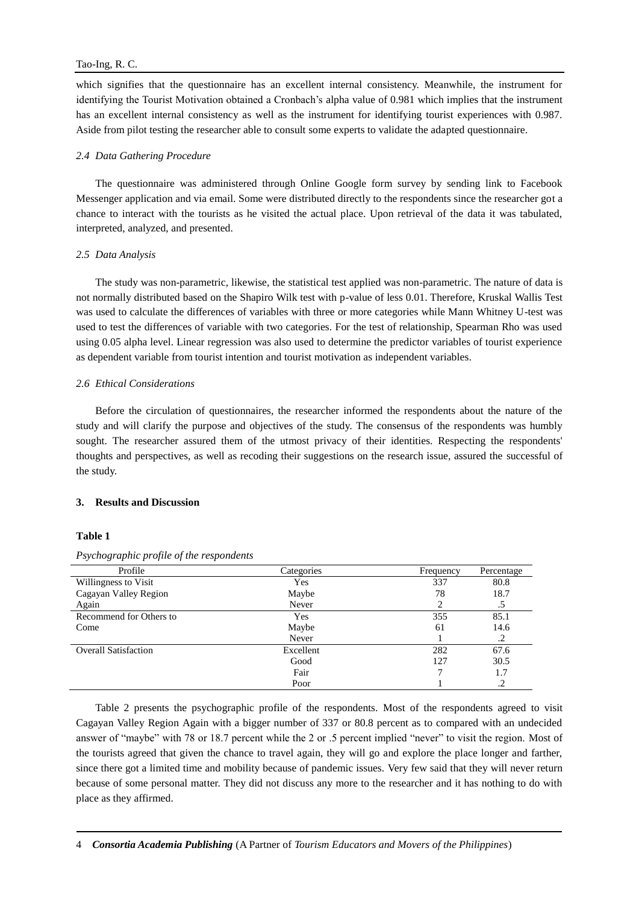which signifies that the questionnaire has an excellent internal consistency. Meanwhile, the instrument for identifying the Tourist Motivation obtained a Cronbach's alpha value of 0.981 which implies that the instrument has an excellent internal consistency as well as the instrument for identifying tourist experiences with 0.987. Aside from pilot testing the researcher able to consult some experts to validate the adapted questionnaire.

### *2.4 Data Gathering Procedure*

The questionnaire was administered through Online Google form survey by sending link to Facebook Messenger application and via email. Some were distributed directly to the respondents since the researcher got a chance to interact with the tourists as he visited the actual place. Upon retrieval of the data it was tabulated, interpreted, analyzed, and presented.

### *2.5 Data Analysis*

The study was non-parametric, likewise, the statistical test applied was non-parametric. The nature of data is not normally distributed based on the Shapiro Wilk test with p-value of less 0.01. Therefore, Kruskal Wallis Test was used to calculate the differences of variables with three or more categories while Mann Whitney U-test was used to test the differences of variable with two categories. For the test of relationship, Spearman Rho was used using 0.05 alpha level. Linear regression was also used to determine the predictor variables of tourist experience as dependent variable from tourist intention and tourist motivation as independent variables.

### *2.6 Ethical Considerations*

Before the circulation of questionnaires, the researcher informed the respondents about the nature of the study and will clarify the purpose and objectives of the study. The consensus of the respondents was humbly sought. The researcher assured them of the utmost privacy of their identities. Respecting the respondents' thoughts and perspectives, as well as recoding their suggestions on the research issue, assured the successful of the study.

## 3. Results and Discussion

**Table 1**

*Psychographic profile of the respondents*

| Profile | Categories | Frequency | Percentage |
|---|---|---|---|
| Willingness to Visit Cagayan Valley Region Again | Yes | 337 | 80.8 |
| | Maybe | 78 | 18.7 |
| | Never | 2 | .5 |
| Recommend for Others to Come | Yes | 355 | 85.1 |
| | Maybe | 61 | 14.6 |
| | Never | 1 | .2 |
| Overall Satisfaction | Excellent | 282 | 67.6 |
| | Good | 127 | 30.5 |
| | Fair | 7 | 1.7 |
| | Poor | 1 | .2 |

Table 2 presents the psychographic profile of the respondents. Most of the respondents agreed to visit Cagayan Valley Region Again with a bigger number of 337 or 80.8 percent as to compared with an undecided answer of "maybe" with 78 or 18.7 percent while the 2 or .5 percent implied "never" to visit the region. Most of the tourists agreed that given the chance to travel again, they will go and explore the place longer and farther, since there got a limited time and mobility because of pandemic issues. Very few said that they will never return because of some personal matter. They did not discuss any more to the researcher and it has nothing to do with place as they affirmed.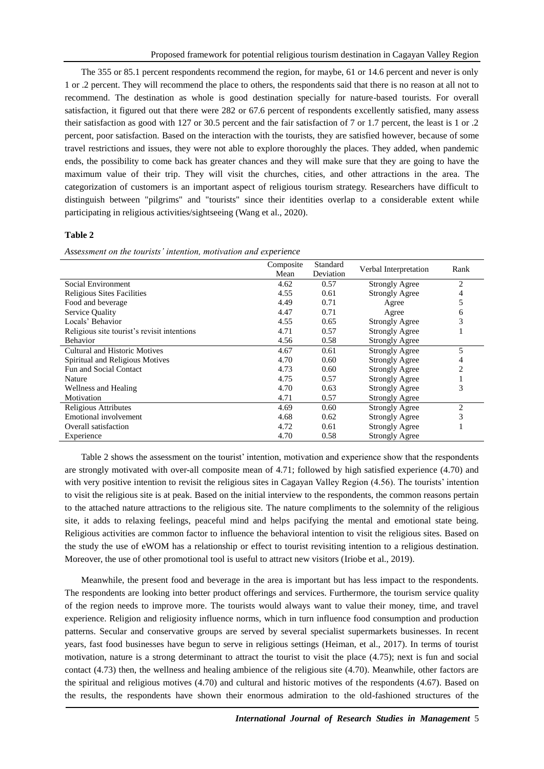The 355 or 85.1 percent respondents recommend the region, for maybe, 61 or 14.6 percent and never is only 1 or .2 percent. They will recommend the place to others, the respondents said that there is no reason at all not to recommend. The destination as whole is good destination specially for nature-based tourists. For overall satisfaction, it figured out that there were 282 or 67.6 percent of respondents excellently satisfied, many assess their satisfaction as good with 127 or 30.5 percent and the fair satisfaction of 7 or 1.7 percent, the least is 1 or .2 percent, poor satisfaction. Based on the interaction with the tourists, they are satisfied however, because of some travel restrictions and issues, they were not able to explore thoroughly the places. They added, when pandemic ends, the possibility to come back has greater chances and they will make sure that they are going to have the maximum value of their trip. They will visit the churches, cities, and other attractions in the area. The categorization of customers is an important aspect of religious tourism strategy. Researchers have difficult to distinguish between "pilgrims" and "tourists" since their identities overlap to a considerable extent while participating in religious activities/sightseeing (Wang et al., 2020).

**Table 2**

*Assessment on the tourists' intention, motivation and experience*

| | Composite Mean | Standard Deviation | Verbal Interpretation | Rank |
|---|---|---|---|---|
| Social Environment | 4.62 | 0.57 | Strongly Agree | 2 |
| Religious Sites Facilities | 4.55 | 0.61 | Strongly Agree | 4 |
| Food and beverage | 4.49 | 0.71 | Agree | 5 |
| Service Quality | 4.47 | 0.71 | Agree | 6 |
| Locals' Behavior | 4.55 | 0.65 | Strongly Agree | 3 |
| Religious site tourist's revisit intentions | 4.71 | 0.57 | Strongly Agree | 1 |
| Behavior | 4.56 | 0.58 | Strongly Agree | |
| Cultural and Historic Motives | 4.67 | 0.61 | Strongly Agree | 5 |
| Spiritual and Religious Motives | 4.70 | 0.60 | Strongly Agree | 4 |
| Fun and Social Contact | 4.73 | 0.60 | Strongly Agree | 2 |
| Nature | 4.75 | 0.57 | Strongly Agree | 1 |
| Wellness and Healing | 4.70 | 0.63 | Strongly Agree | 3 |
| Motivation | 4.71 | 0.57 | Strongly Agree | |
| Religious Attributes | 4.69 | 0.60 | Strongly Agree | 2 |
| Emotional involvement | 4.68 | 0.62 | Strongly Agree | 3 |
| Overall satisfaction | 4.72 | 0.61 | Strongly Agree | 1 |
| Experience | 4.70 | 0.58 | Strongly Agree | |

Table 2 shows the assessment on the tourist' intention, motivation and experience show that the respondents are strongly motivated with over-all composite mean of 4.71; followed by high satisfied experience (4.70) and with very positive intention to revisit the religious sites in Cagayan Valley Region (4.56). The tourists' intention to visit the religious site is at peak. Based on the initial interview to the respondents, the common reasons pertain to the attached nature attractions to the religious site. The nature compliments to the solemnity of the religious site, it adds to relaxing feelings, peaceful mind and helps pacifying the mental and emotional state being. Religious activities are common factor to influence the behavioral intention to visit the religious sites. Based on the study the use of eWOM has a relationship or effect to tourist revisiting intention to a religious destination. Moreover, the use of other promotional tool is useful to attract new visitors (Iriobe et al., 2019).

Meanwhile, the present food and beverage in the area is important but has less impact to the respondents. The respondents are looking into better product offerings and services. Furthermore, the tourism service quality of the region needs to improve more. The tourists would always want to value their money, time, and travel experience. Religion and religiosity influence norms, which in turn influence food consumption and production patterns. Secular and conservative groups are served by several specialist supermarkets businesses. In recent years, fast food businesses have begun to serve in religious settings (Heiman, et al., 2017). In terms of tourist motivation, nature is a strong determinant to attract the tourist to visit the place (4.75); next is fun and social contact (4.73) then, the wellness and healing ambience of the religious site (4.70). Meanwhile, other factors are the spiritual and religious motives (4.70) and cultural and historic motives of the respondents (4.67). Based on the results, the respondents have shown their enormous admiration to the old-fashioned structures of the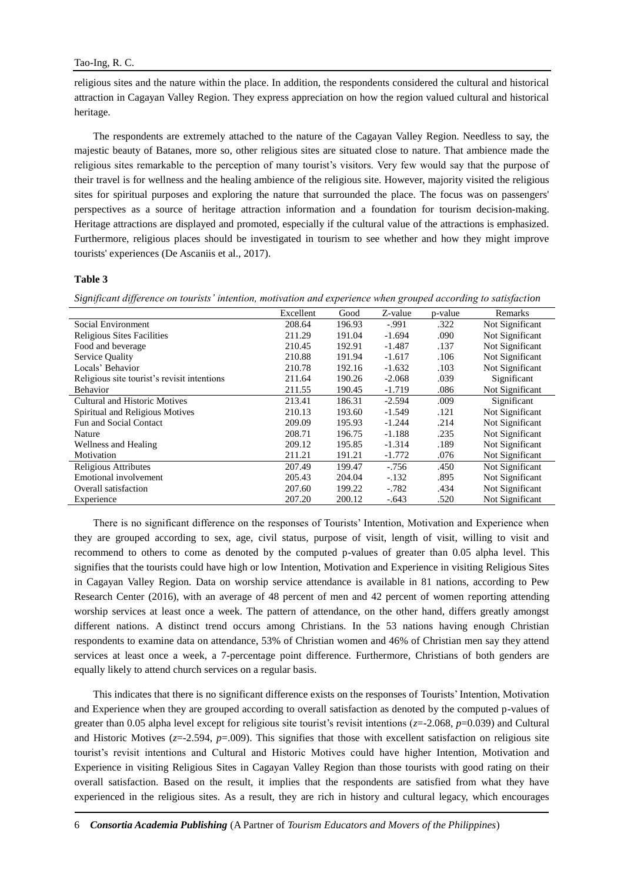religious sites and the nature within the place. In addition, the respondents considered the cultural and historical attraction in Cagayan Valley Region. They express appreciation on how the region valued cultural and historical heritage.

The respondents are extremely attached to the nature of the Cagayan Valley Region. Needless to say, the majestic beauty of Batanes, more so, other religious sites are situated close to nature. That ambience made the religious sites remarkable to the perception of many tourist's visitors. Very few would say that the purpose of their travel is for wellness and the healing ambience of the religious site. However, majority visited the religious sites for spiritual purposes and exploring the nature that surrounded the place. The focus was on passengers' perspectives as a source of heritage attraction information and a foundation for tourism decision-making. Heritage attractions are displayed and promoted, especially if the cultural value of the attractions is emphasized. Furthermore, religious places should be investigated in tourism to see whether and how they might improve tourists' experiences (De Ascaniis et al., 2017).

**Table 3**

*Significant difference on tourists' intention, motivation and experience when grouped according to satisfaction*

| | Excellent | Good | Z-value | p-value | Remarks |
|---|---|---|---|---|---|
| Social Environment | 208.64 | 196.93 | -.991 | .322 | Not Significant |
| Religious Sites Facilities | 211.29 | 191.04 | -1.694 | .090 | Not Significant |
| Food and beverage | 210.45 | 192.91 | -1.487 | .137 | Not Significant |
| Service Quality | 210.88 | 191.94 | -1.617 | .106 | Not Significant |
| Locals' Behavior | 210.78 | 192.16 | -1.632 | .103 | Not Significant |
| Religious site tourist's revisit intentions | 211.64 | 190.26 | -2.068 | .039 | Significant |
| Behavior | 211.55 | 190.45 | -1.719 | .086 | Not Significant |
| Cultural and Historic Motives | 213.41 | 186.31 | -2.594 | .009 | Significant |
| Spiritual and Religious Motives | 210.13 | 193.60 | -1.549 | .121 | Not Significant |
| Fun and Social Contact | 209.09 | 195.93 | -1.244 | .214 | Not Significant |
| Nature | 208.71 | 196.75 | -1.188 | .235 | Not Significant |
| Wellness and Healing | 209.12 | 195.85 | -1.314 | .189 | Not Significant |
| Motivation | 211.21 | 191.21 | -1.772 | .076 | Not Significant |
| Religious Attributes | 207.49 | 199.47 | -.756 | .450 | Not Significant |
| Emotional involvement | 205.43 | 204.04 | -.132 | .895 | Not Significant |
| Overall satisfaction | 207.60 | 199.22 | -.782 | .434 | Not Significant |
| Experience | 207.20 | 200.12 | -.643 | .520 | Not Significant |

There is no significant difference on the responses of Tourists' Intention, Motivation and Experience when they are grouped according to sex, age, civil status, purpose of visit, length of visit, willing to visit and recommend to others to come as denoted by the computed p-values of greater than 0.05 alpha level. This signifies that the tourists could have high or low Intention, Motivation and Experience in visiting Religious Sites in Cagayan Valley Region. Data on worship service attendance is available in 81 nations, according to Pew Research Center (2016), with an average of 48 percent of men and 42 percent of women reporting attending worship services at least once a week. The pattern of attendance, on the other hand, differs greatly amongst different nations. A distinct trend occurs among Christians. In the 53 nations having enough Christian respondents to examine data on attendance, 53% of Christian women and 46% of Christian men say they attend services at least once a week, a 7-percentage point difference. Furthermore, Christians of both genders are equally likely to attend church services on a regular basis.

This indicates that there is no significant difference exists on the responses of Tourists' Intention, Motivation and Experience when they are grouped according to overall satisfaction as denoted by the computed p-values of greater than 0.05 alpha level except for religious site tourist's revisit intentions ($z=-2.068$, $p=0.039$) and Cultural and Historic Motives ($z=-2.594$, $p=.009$). This signifies that those with excellent satisfaction on religious site tourist's revisit intentions and Cultural and Historic Motives could have higher Intention, Motivation and Experience in visiting Religious Sites in Cagayan Valley Region than those tourists with good rating on their overall satisfaction. Based on the result, it implies that the respondents are satisfied from what they have experienced in the religious sites. As a result, they are rich in history and cultural legacy, which encourages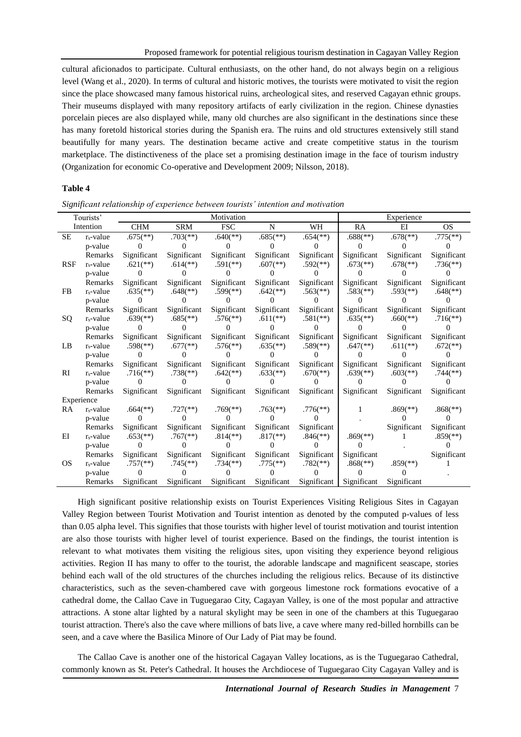cultural aficionados to participate. Cultural enthusiasts, on the other hand, do not always begin on a religious level (Wang et al., 2020). In terms of cultural and historic motives, the tourists were motivated to visit the region since the place showcased many famous historical ruins, archeological sites, and reserved Cagayan ethnic groups. Their museums displayed with many repository artifacts of early civilization in the region. Chinese dynasties porcelain pieces are also displayed while, many old churches are also significant in the destinations since these has many foretold historical stories during the Spanish era. The ruins and old structures extensively still stand beautifully for many years. The destination became active and create competitive status in the tourism marketplace. The distinctiveness of the place set a promising destination image in the face of tourism industry (Organization for economic Co-operative and Development 2009; Nilsson, 2018).

**Table 4**

*Significant relationship of experience between tourists' intention and motivation*

| Tourists' Intention | | Motivation | | | | | Experience | | |
|---|---|---|---|---|---|---|---|---|---|
| | | CHM | SRM | FSC | N | WH | RA | EI | OS |
| SE | $r_s$-value | .675(\*\*) | .703(\*\*) | .640(\*\*) | .685(\*\*) | .654(\*\*) | .688(\*\*) | .678(\*\*) | .775(\*\*) |
| | p-value | 0 | 0 | 0 | 0 | 0 | 0 | 0 | 0 |
| | Remarks | Significant | Significant | Significant | Significant | Significant | Significant | Significant | Significant |
| RSF | $r_s$-value | .621(\*\*) | .614(\*\*) | .591(\*\*) | .607(\*\*) | .592(\*\*) | .673(\*\*) | .678(\*\*) | .736(\*\*) |
| | p-value | 0 | 0 | 0 | 0 | 0 | 0 | 0 | 0 |
| | Remarks | Significant | Significant | Significant | Significant | Significant | Significant | Significant | Significant |
| FB | $r_s$-value | .635(\*\*) | .648(\*\*) | .599(\*\*) | .642(\*\*) | .563(\*\*) | .583(\*\*) | .593(\*\*) | .648(\*\*) |
| | p-value | 0 | 0 | 0 | 0 | 0 | 0 | 0 | 0 |
| | Remarks | Significant | Significant | Significant | Significant | Significant | Significant | Significant | Significant |
| SQ | $r_s$-value | .639(\*\*) | .685(\*\*) | .576(\*\*) | .611(\*\*) | .581(\*\*) | .635(\*\*) | .660(\*\*) | .716(\*\*) |
| | p-value | 0 | 0 | 0 | 0 | 0 | 0 | 0 | 0 |
| | Remarks | Significant | Significant | Significant | Significant | Significant | Significant | Significant | Significant |
| LB | $r_s$-value | .598(\*\*) | .677(\*\*) | .576(\*\*) | .635(\*\*) | .589(\*\*) | .647(\*\*) | .611(\*\*) | .672(\*\*) |
| | p-value | 0 | 0 | 0 | 0 | 0 | 0 | 0 | 0 |
| | Remarks | Significant | Significant | Significant | Significant | Significant | Significant | Significant | Significant |
| RI | $r_s$-value | .716(\*\*) | .738(\*\*) | .642(\*\*) | .633(\*\*) | .670(\*\*) | .639(\*\*) | .603(\*\*) | .744(\*\*) |
| | p-value | 0 | 0 | 0 | 0 | 0 | 0 | 0 | 0 |
| | Remarks | Significant | Significant | Significant | Significant | Significant | Significant | Significant | Significant |
| Experience | | | | | | | | | |
| RA | $r_s$-value | .664(\*\*) | .727(\*\*) | .769(\*\*) | .763(\*\*) | .776(\*\*) | 1 | .869(\*\*) | .868(\*\*) |
| | p-value | 0 | 0 | 0 | 0 | 0 | . | 0 | 0 |
| | Remarks | Significant | Significant | Significant | Significant | Significant | | Significant | Significant |
| EI | $r_s$-value | .653(\*\*) | .767(\*\*) | .814(\*\*) | .817(\*\*) | .846(\*\*) | .869(\*\*) | 1 | .859(\*\*) |
| | p-value | 0 | 0 | 0 | 0 | 0 | 0 | . | 0 |
| | Remarks | Significant | Significant | Significant | Significant | Significant | Significant | | Significant |
| OS | $r_s$-value | .757(\*\*) | .745(\*\*) | .734(\*\*) | .775(\*\*) | .782(\*\*) | .868(\*\*) | .859(\*\*) | 1 |
| | p-value | 0 | 0 | 0 | 0 | 0 | 0 | 0 | . |
| | Remarks | Significant | Significant | Significant | Significant | Significant | Significant | Significant | |

High significant positive relationship exists on Tourist Experiences Visiting Religious Sites in Cagayan Valley Region between Tourist Motivation and Tourist intention as denoted by the computed p-values of less than 0.05 alpha level. This signifies that those tourists with higher level of tourist motivation and tourist intention are also those tourists with higher level of tourist experience. Based on the findings, the tourist intention is relevant to what motivates them visiting the religious sites, upon visiting they experience beyond religious activities. Region II has many to offer to the tourist, the adorable landscape and magnificent seascape, stories behind each wall of the old structures of the churches including the religious relics. Because of its distinctive characteristics, such as the seven-chambered cave with gorgeous limestone rock formations evocative of a cathedral dome, the Callao Cave in Tuguegarao City, Cagayan Valley, is one of the most popular and attractive attractions. A stone altar lighted by a natural skylight may be seen in one of the chambers at this Tuguegarao tourist attraction. There's also the cave where millions of bats live, a cave where many red-billed hornbills can be seen, and a cave where the Basilica Minore of Our Lady of Piat may be found.

The Callao Cave is another one of the historical Cagayan Valley locations, as is the Tuguegarao Cathedral, commonly known as St. Peter's Cathedral. It houses the Archdiocese of Tuguegarao City Cagayan Valley and is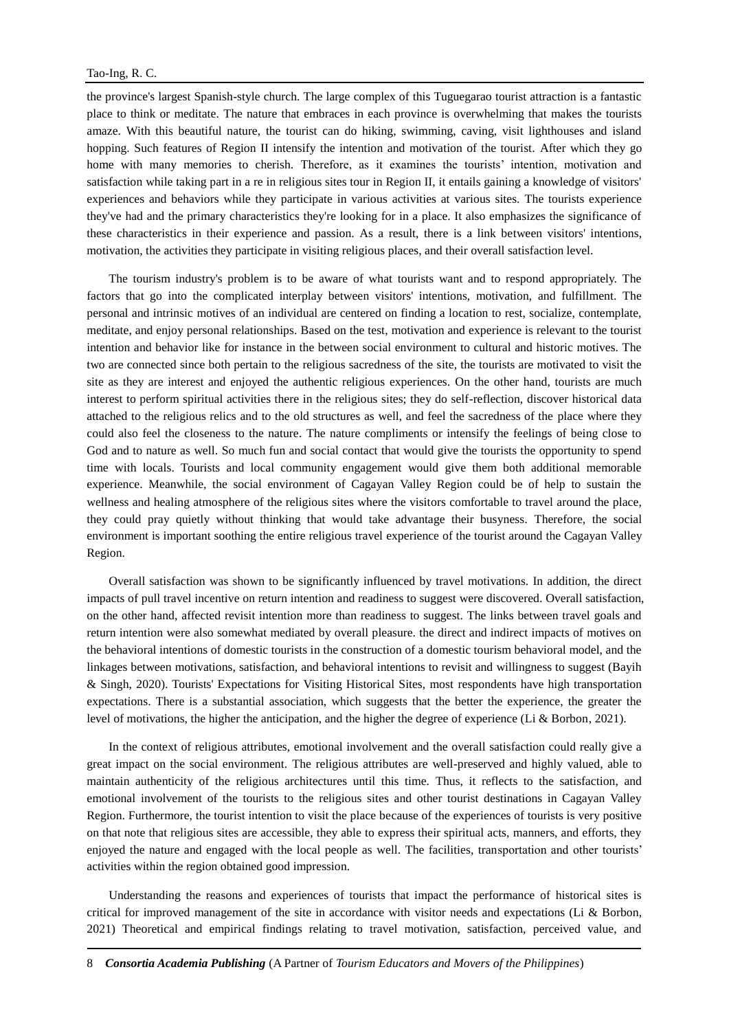the province's largest Spanish-style church. The large complex of this Tuguegarao tourist attraction is a fantastic place to think or meditate. The nature that embraces in each province is overwhelming that makes the tourists amaze. With this beautiful nature, the tourist can do hiking, swimming, caving, visit lighthouses and island hopping. Such features of Region II intensify the intention and motivation of the tourist. After which they go home with many memories to cherish. Therefore, as it examines the tourists' intention, motivation and satisfaction while taking part in a re in religious sites tour in Region II, it entails gaining a knowledge of visitors' experiences and behaviors while they participate in various activities at various sites. The tourists experience they've had and the primary characteristics they're looking for in a place. It also emphasizes the significance of these characteristics in their experience and passion. As a result, there is a link between visitors' intentions, motivation, the activities they participate in visiting religious places, and their overall satisfaction level.

The tourism industry's problem is to be aware of what tourists want and to respond appropriately. The factors that go into the complicated interplay between visitors' intentions, motivation, and fulfillment. The personal and intrinsic motives of an individual are centered on finding a location to rest, socialize, contemplate, meditate, and enjoy personal relationships. Based on the test, motivation and experience is relevant to the tourist intention and behavior like for instance in the between social environment to cultural and historic motives. The two are connected since both pertain to the religious sacredness of the site, the tourists are motivated to visit the site as they are interest and enjoyed the authentic religious experiences. On the other hand, tourists are much interest to perform spiritual activities there in the religious sites; they do self-reflection, discover historical data attached to the religious relics and to the old structures as well, and feel the sacredness of the place where they could also feel the closeness to the nature. The nature compliments or intensify the feelings of being close to God and to nature as well. So much fun and social contact that would give the tourists the opportunity to spend time with locals. Tourists and local community engagement would give them both additional memorable experience. Meanwhile, the social environment of Cagayan Valley Region could be of help to sustain the wellness and healing atmosphere of the religious sites where the visitors comfortable to travel around the place, they could pray quietly without thinking that would take advantage their busyness. Therefore, the social environment is important soothing the entire religious travel experience of the tourist around the Cagayan Valley Region.

Overall satisfaction was shown to be significantly influenced by travel motivations. In addition, the direct impacts of pull travel incentive on return intention and readiness to suggest were discovered. Overall satisfaction, on the other hand, affected revisit intention more than readiness to suggest. The links between travel goals and return intention were also somewhat mediated by overall pleasure. the direct and indirect impacts of motives on the behavioral intentions of domestic tourists in the construction of a domestic tourism behavioral model, and the linkages between motivations, satisfaction, and behavioral intentions to revisit and willingness to suggest (Bayih & Singh, 2020). Tourists' Expectations for Visiting Historical Sites, most respondents have high transportation expectations. There is a substantial association, which suggests that the better the experience, the greater the level of motivations, the higher the anticipation, and the higher the degree of experience (Li & Borbon, 2021).

In the context of religious attributes, emotional involvement and the overall satisfaction could really give a great impact on the social environment. The religious attributes are well-preserved and highly valued, able to maintain authenticity of the religious architectures until this time. Thus, it reflects to the satisfaction, and emotional involvement of the tourists to the religious sites and other tourist destinations in Cagayan Valley Region. Furthermore, the tourist intention to visit the place because of the experiences of tourists is very positive on that note that religious sites are accessible, they able to express their spiritual acts, manners, and efforts, they enjoyed the nature and engaged with the local people as well. The facilities, transportation and other tourists' activities within the region obtained good impression.

Understanding the reasons and experiences of tourists that impact the performance of historical sites is critical for improved management of the site in accordance with visitor needs and expectations (Li & Borbon, 2021) Theoretical and empirical findings relating to travel motivation, satisfaction, perceived value, and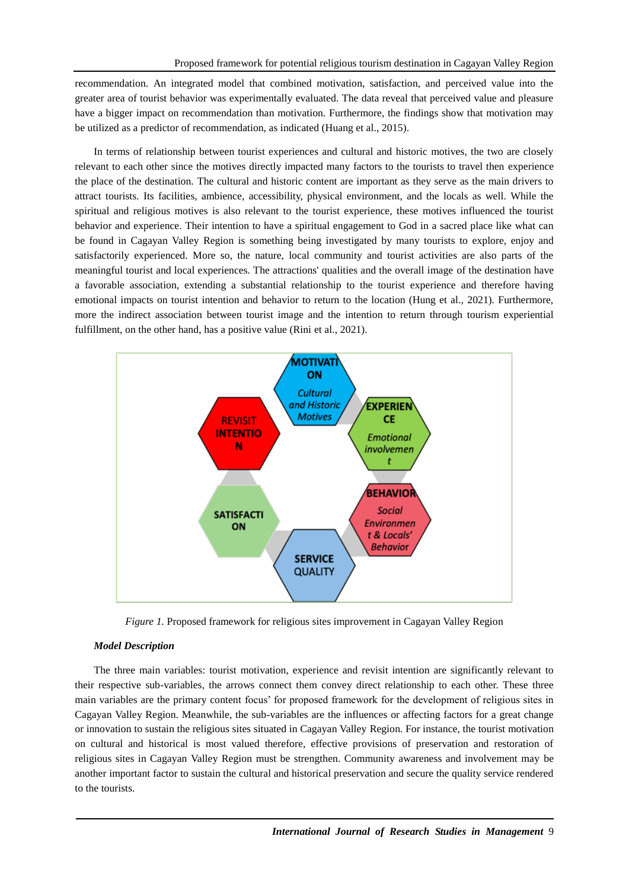recommendation. An integrated model that combined motivation, satisfaction, and perceived value into the greater area of tourist behavior was experimentally evaluated. The data reveal that perceived value and pleasure have a bigger impact on recommendation than motivation. Furthermore, the findings show that motivation may be utilized as a predictor of recommendation, as indicated (Huang et al., 2015).

In terms of relationship between tourist experiences and cultural and historic motives, the two are closely relevant to each other since the motives directly impacted many factors to the tourists to travel then experience the place of the destination. The cultural and historic content are important as they serve as the main drivers to attract tourists. Its facilities, ambience, accessibility, physical environment, and the locals as well. While the spiritual and religious motives is also relevant to the tourist experience, these motives influenced the tourist behavior and experience. Their intention to have a spiritual engagement to God in a sacred place like what can be found in Cagayan Valley Region is something being investigated by many tourists to explore, enjoy and satisfactorily experienced. More so, the nature, local community and tourist activities are also parts of the meaningful tourist and local experiences. The attractions' qualities and the overall image of the destination have a favorable association, extending a substantial relationship to the tourist experience and therefore having emotional impacts on tourist intention and behavior to return to the location (Hung et al., 2021). Furthermore, more the indirect association between tourist image and the intention to return through tourism experiential fulfillment, on the other hand, has a positive value (Rini et al., 2021).

*Figure 1.* Proposed framework for religious sites improvement in Cagayan Valley Region

***Model Description***

The three main variables: tourist motivation, experience and revisit intention are significantly relevant to their respective sub-variables, the arrows connect them convey direct relationship to each other. These three main variables are the primary content focus' for proposed framework for the development of religious sites in Cagayan Valley Region. Meanwhile, the sub-variables are the influences or affecting factors for a great change or innovation to sustain the religious sites situated in Cagayan Valley Region. For instance, the tourist motivation on cultural and historical is most valued therefore, effective provisions of preservation and restoration of religious sites in Cagayan Valley Region must be strengthen. Community awareness and involvement may be another important factor to sustain the cultural and historical preservation and secure the quality service rendered to the tourists.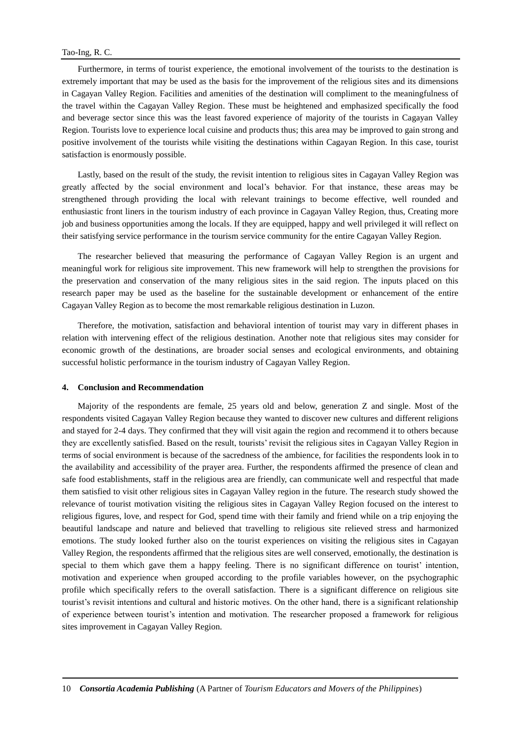Furthermore, in terms of tourist experience, the emotional involvement of the tourists to the destination is extremely important that may be used as the basis for the improvement of the religious sites and its dimensions in Cagayan Valley Region. Facilities and amenities of the destination will compliment to the meaningfulness of the travel within the Cagayan Valley Region. These must be heightened and emphasized specifically the food and beverage sector since this was the least favored experience of majority of the tourists in Cagayan Valley Region. Tourists love to experience local cuisine and products thus; this area may be improved to gain strong and positive involvement of the tourists while visiting the destinations within Cagayan Region. In this case, tourist satisfaction is enormously possible.

Lastly, based on the result of the study, the revisit intention to religious sites in Cagayan Valley Region was greatly affected by the social environment and local's behavior. For that instance, these areas may be strengthened through providing the local with relevant trainings to become effective, well rounded and enthusiastic front liners in the tourism industry of each province in Cagayan Valley Region, thus, Creating more job and business opportunities among the locals. If they are equipped, happy and well privileged it will reflect on their satisfying service performance in the tourism service community for the entire Cagayan Valley Region.

The researcher believed that measuring the performance of Cagayan Valley Region is an urgent and meaningful work for religious site improvement. This new framework will help to strengthen the provisions for the preservation and conservation of the many religious sites in the said region. The inputs placed on this research paper may be used as the baseline for the sustainable development or enhancement of the entire Cagayan Valley Region as to become the most remarkable religious destination in Luzon.

Therefore, the motivation, satisfaction and behavioral intention of tourist may vary in different phases in relation with intervening effect of the religious destination. Another note that religious sites may consider for economic growth of the destinations, are broader social senses and ecological environments, and obtaining successful holistic performance in the tourism industry of Cagayan Valley Region.

## 4. Conclusion and Recommendation

Majority of the respondents are female, 25 years old and below, generation Z and single. Most of the respondents visited Cagayan Valley Region because they wanted to discover new cultures and different religions and stayed for 2-4 days. They confirmed that they will visit again the region and recommend it to others because they are excellently satisfied. Based on the result, tourists' revisit the religious sites in Cagayan Valley Region in terms of social environment is because of the sacredness of the ambience, for facilities the respondents look in to the availability and accessibility of the prayer area. Further, the respondents affirmed the presence of clean and safe food establishments, staff in the religious area are friendly, can communicate well and respectful that made them satisfied to visit other religious sites in Cagayan Valley region in the future. The research study showed the relevance of tourist motivation visiting the religious sites in Cagayan Valley Region focused on the interest to religious figures, love, and respect for God, spend time with their family and friend while on a trip enjoying the beautiful landscape and nature and believed that travelling to religious site relieved stress and harmonized emotions. The study looked further also on the tourist experiences on visiting the religious sites in Cagayan Valley Region, the respondents affirmed that the religious sites are well conserved, emotionally, the destination is special to them which gave them a happy feeling. There is no significant difference on tourist' intention, motivation and experience when grouped according to the profile variables however, on the psychographic profile which specifically refers to the overall satisfaction. There is a significant difference on religious site tourist's revisit intentions and cultural and historic motives. On the other hand, there is a significant relationship of experience between tourist's intention and motivation. The researcher proposed a framework for religious sites improvement in Cagayan Valley Region.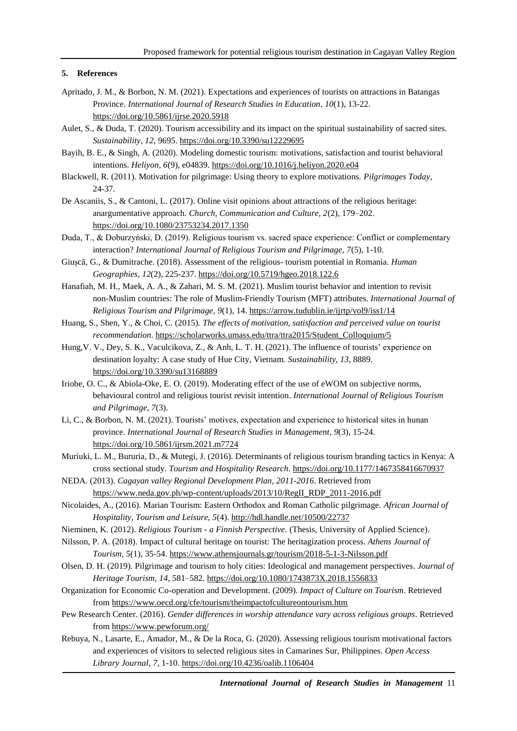## 5. References

Apritado, J. M., & Borbon, N. M. (2021). Expectations and experiences of tourists on attractions in Batangas Province. *International Journal of Research Studies in Education, 10*(1), 13-22. https://doi.org/10.5861/ijrse.2020.5918

Aulet, S., & Duda, T. (2020). Tourism accessibility and its impact on the spiritual sustainability of sacred sites. *Sustainability, 12*, 9695. https://doi.org/10.3390/su12229695

Bayih, B. E., & Singh, A. (2020). Modeling domestic tourism: motivations, satisfaction and tourist behavioral intentions. *Heliyon, 6*(9), e04839. https://doi.org/10.1016/j.heliyon.2020.e04

Blackwell, R. (2011). Motivation for pilgrimage: Using theory to explore motivations. *Pilgrimages Today*, 24-37.

De Ascaniis, S., & Cantoni, L. (2017). Online visit opinions about attractions of the religious heritage: anargumentative approach. *Church, Communication and Culture, 2*(2), 179–202. https://doi.org/10.1080/23753234.2017.1350

Duda, T., & Doburzyński, D. (2019). Religious tourism vs. sacred space experience: Conflict or complementary interaction? *International Journal of Religious Tourism and Pilgrimage, 7*(5), 1-10.

Giușcă, G., & Dumitrache. (2018). Assessment of the religious- tourism potential in Romania. *Human Geographies, 12*(2), 225-237. https://doi.org/10.5719/hgeo.2018.122.6

Hanafiah, M. H., Maek, A. A., & Zahari, M. S. M. (2021). Muslim tourist behavior and intention to revisit non-Muslim countries: The role of Muslim-Friendly Tourism (MFT) attributes. *International Journal of Religious Tourism and Pilgrimage, 9*(1), 14. https://arrow.tudublin.ie/ijrtp/vol9/iss1/14

Huang, S., Shen, Y., & Choi, C. (2015). *The effects of motivation, satisfaction and perceived value on tourist recommendation*. https://scholarworks.umass.edu/ttra/ttra2015/Student_Colloquium/5

Hung,V. V., Dey, S. K., Vaculcikova, Z., & Anh, L. T. H. (2021). The influence of tourists' experience on destination loyalty: A case study of Hue City, Vietnam. *Sustainability, 13*, 8889. https://doi.org/10.3390/su13168889

Iriobe, O. C., & Abiola-Oke, E. O. (2019). Moderating effect of the use of eWOM on subjective norms, behavioural control and religious tourist revisit intention. *International Journal of Religious Tourism and Pilgrimage, 7*(3).

Li, C., & Borbon, N. M. (2021). Tourists' motives, expectation and experience to historical sites in hunan province. *International Journal of Research Studies in Management, 9*(3), 15-24. https://doi.org/10.5861/ijrsm.2021.m7724

Muriuki, L. M., Bururia, D., & Mutegi, J. (2016). Determinants of religious tourism branding tactics in Kenya: A cross sectional study. *Tourism and Hospitality Research*. https://doi.org/10.1177/1467358416670937

NEDA. (2013). *Cagayan valley Regional Development Plan, 2011-2016*. Retrieved from https://www.neda.gov.ph/wp-content/uploads/2013/10/RegII_RDP_2011-2016.pdf

Nicolaides, A., (2016). Marian Tourism: Eastern Orthodox and Roman Catholic pilgrimage. *African Journal of Hospitality, Tourism and Leisure, 5*(4). http://hdl.handle.net/10500/22737

Nieminen, K. (2012). *Religious Tourism - a Finnish Perspective.* (Thesis, University of Applied Science).

Nilsson, P. A. (2018). Impact of cultural heritage on tourist: The heritagization process. *Athens Journal of Tourism, 5*(1), 35-54. https://www.athensjournals.gr/tourism/2018-5-1-3-Nilsson.pdf

Olsen, D. H. (2019). Pilgrimage and tourism to holy cities: Ideological and management perspectives. *Journal of Heritage Tourism, 14*, 581–582. https://doi.org/10.1080/1743873X.2018.1556833

Organization for Economic Co-operation and Development. (2009). *Impact of Culture on Tourism*. Retrieved from https://www.oecd.org/cfe/tourism/theimpactofcultureontourism.htm

Pew Research Center. (2016). *Gender differences in worship attendance vary across religious groups*. Retrieved from https://www.pewforum.org/

Rebuya, N., Lasarte, E., Amador, M., & De la Roca, G. (2020). Assessing religious tourism motivational factors and experiences of visitors to selected religious sites in Camarines Sur, Philippines. *Open Access Library Journal, 7*, 1-10. https://doi.org/10.4236/oalib.1106404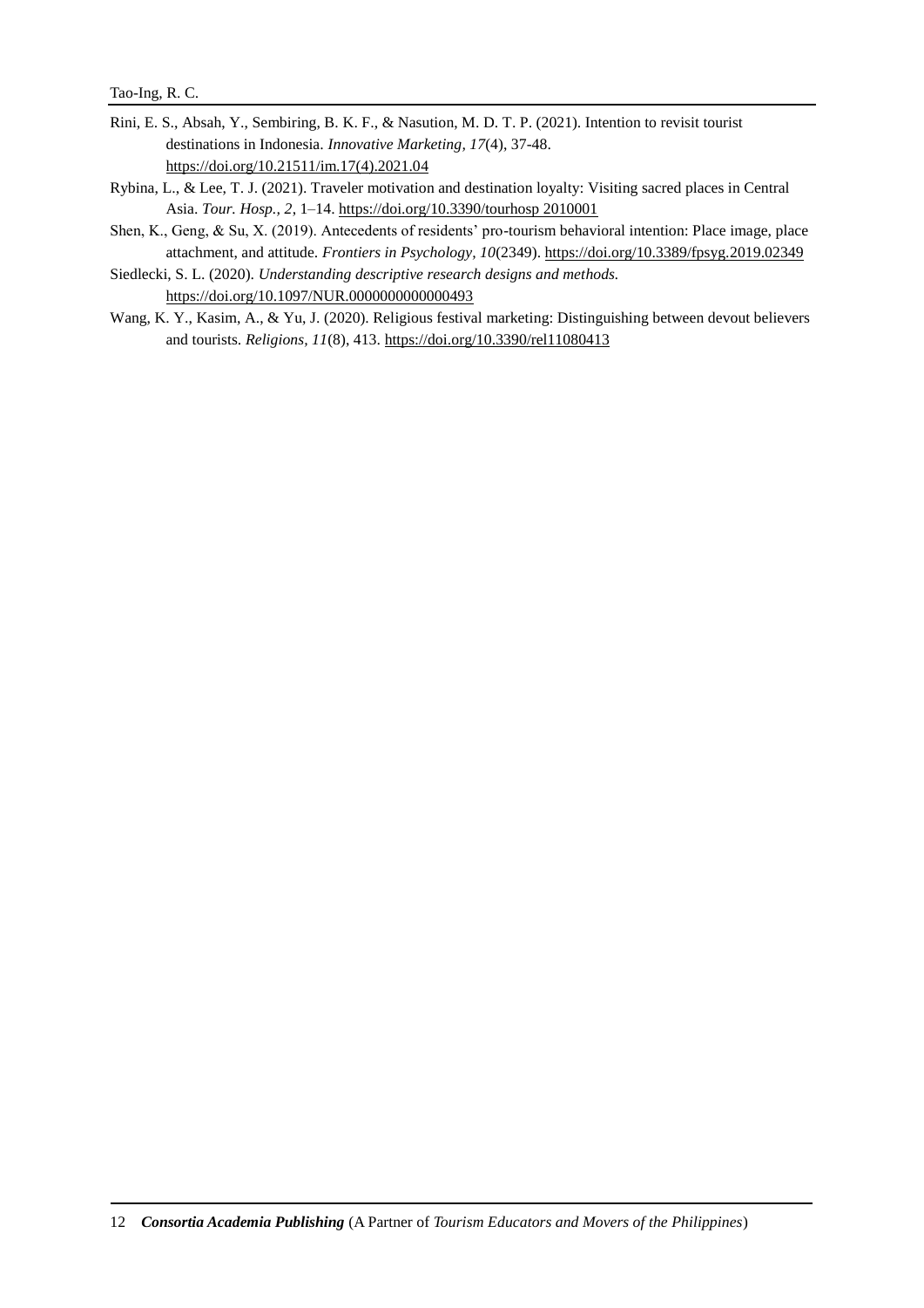Rini, E. S., Absah, Y., Sembiring, B. K. F., & Nasution, M. D. T. P. (2021). Intention to revisit tourist destinations in Indonesia. *Innovative Marketing, 17*(4), 37-48. https://doi.org/10.21511/im.17(4).2021.04

Rybina, L., & Lee, T. J. (2021). Traveler motivation and destination loyalty: Visiting sacred places in Central Asia. *Tour. Hosp., 2*, 1–14. https://doi.org/10.3390/tourhosp 2010001

Shen, K., Geng, & Su, X. (2019). Antecedents of residents' pro-tourism behavioral intention: Place image, place attachment, and attitude. *Frontiers in Psychology, 10*(2349). https://doi.org/10.3389/fpsyg.2019.02349

Siedlecki, S. L. (2020). *Understanding descriptive research designs and methods.* https://doi.org/10.1097/NUR.0000000000000493

Wang, K. Y., Kasim, A., & Yu, J. (2020). Religious festival marketing: Distinguishing between devout believers and tourists. *Religions, 11*(8), 413. https://doi.org/10.3390/rel11080413